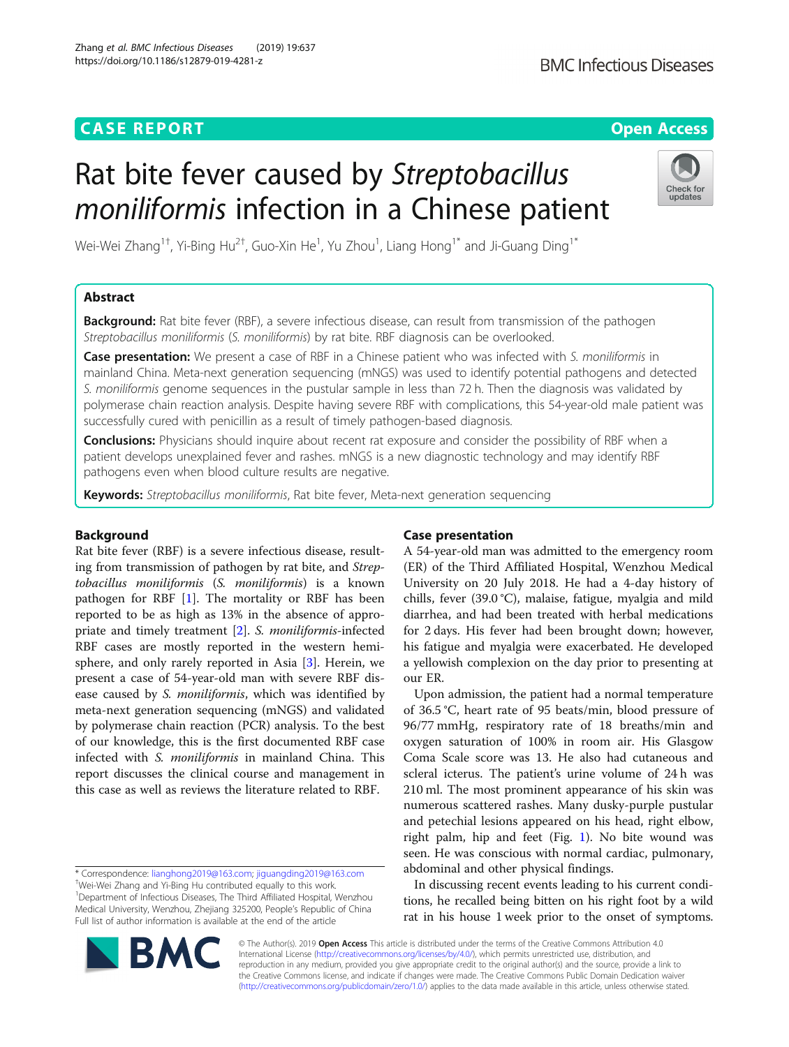CASE REPORT

Open Access

# Rat bite fever caused by *Streptobacillus moniliformis* infection in a Chinese patient

Wei-Wei Zhang[1†], Yi-Bing Hu[2†], Guo-Xin He[1], Yu Zhou[1], Liang Hong[1*] and Ji-Guang Ding[1*]

## Abstract

**Background:** Rat bite fever (RBF), a severe infectious disease, can result from transmission of the pathogen *Streptobacillus moniliformis* (*S. moniliformis*) by rat bite. RBF diagnosis can be overlooked.

**Case presentation:** We present a case of RBF in a Chinese patient who was infected with *S. moniliformis* in mainland China. Meta-next generation sequencing (mNGS) was used to identify potential pathogens and detected *S. moniliformis* genome sequences in the pustular sample in less than 72 h. Then the diagnosis was validated by polymerase chain reaction analysis. Despite having severe RBF with complications, this 54-year-old male patient was successfully cured with penicillin as a result of timely pathogen-based diagnosis.

**Conclusions:** Physicians should inquire about recent rat exposure and consider the possibility of RBF when a patient develops unexplained fever and rashes. mNGS is a new diagnostic technology and may identify RBF pathogens even when blood culture results are negative.

**Keywords:** *Streptobacillus moniliformis*, Rat bite fever, Meta-next generation sequencing

## Background

Rat bite fever (RBF) is a severe infectious disease, resulting from transmission of pathogen by rat bite, and *Streptobacillus moniliformis* (*S. moniliformis*) is a known pathogen for RBF [1]. The mortality or RBF has been reported to be as high as 13% in the absence of appropriate and timely treatment [2]. *S. moniliformis*-infected RBF cases are mostly reported in the western hemisphere, and only rarely reported in Asia [3]. Herein, we present a case of 54-year-old man with severe RBF disease caused by *S. moniliformis*, which was identified by meta-next generation sequencing (mNGS) and validated by polymerase chain reaction (PCR) analysis. To the best of our knowledge, this is the first documented RBF case infected with *S. moniliformis* in mainland China. This report discusses the clinical course and management in this case as well as reviews the literature related to RBF.

## Case presentation

A 54-year-old man was admitted to the emergency room (ER) of the Third Affiliated Hospital, Wenzhou Medical University on 20 July 2018. He had a 4-day history of chills, fever (39.0 °C), malaise, fatigue, myalgia and mild diarrhea, and had been treated with herbal medications for 2 days. His fever had been brought down; however, his fatigue and myalgia were exacerbated. He developed a yellowish complexion on the day prior to presenting at our ER.

Upon admission, the patient had a normal temperature of 36.5 °C, heart rate of 95 beats/min, blood pressure of 96/77 mmHg, respiratory rate of 18 breaths/min and oxygen saturation of 100% in room air. His Glasgow Coma Scale score was 13. He also had cutaneous and scleral icterus. The patient's urine volume of 24 h was 210 ml. The most prominent appearance of his skin was numerous scattered rashes. Many dusky-purple pustular and petechial lesions appeared on his head, right elbow, right palm, hip and feet (Fig. 1). No bite wound was seen. He was conscious with normal cardiac, pulmonary, abdominal and other physical findings.

In discussing recent events leading to his current conditions, he recalled being bitten on his right foot by a wild rat in his house 1 week prior to the onset of symptoms.

* Correspondence: lianghong2019@163.com; jiguangding2019@163.com
†Wei-Wei Zhang and Yi-Bing Hu contributed equally to this work.
[1]Department of Infectious Diseases, The Third Affiliated Hospital, Wenzhou Medical University, Wenzhou, Zhejiang 325200, People's Republic of China
Full list of author information is available at the end of the article

© The Author(s). 2019 **Open Access** This article is distributed under the terms of the Creative Commons Attribution 4.0 International License (http://creativecommons.org/licenses/by/4.0/), which permits unrestricted use, distribution, and reproduction in any medium, provided you give appropriate credit to the original author(s) and the source, provide a link to the Creative Commons license, and indicate if changes were made. The Creative Commons Public Domain Dedication waiver (http://creativecommons.org/publicdomain/zero/1.0/) applies to the data made available in this article, unless otherwise stated.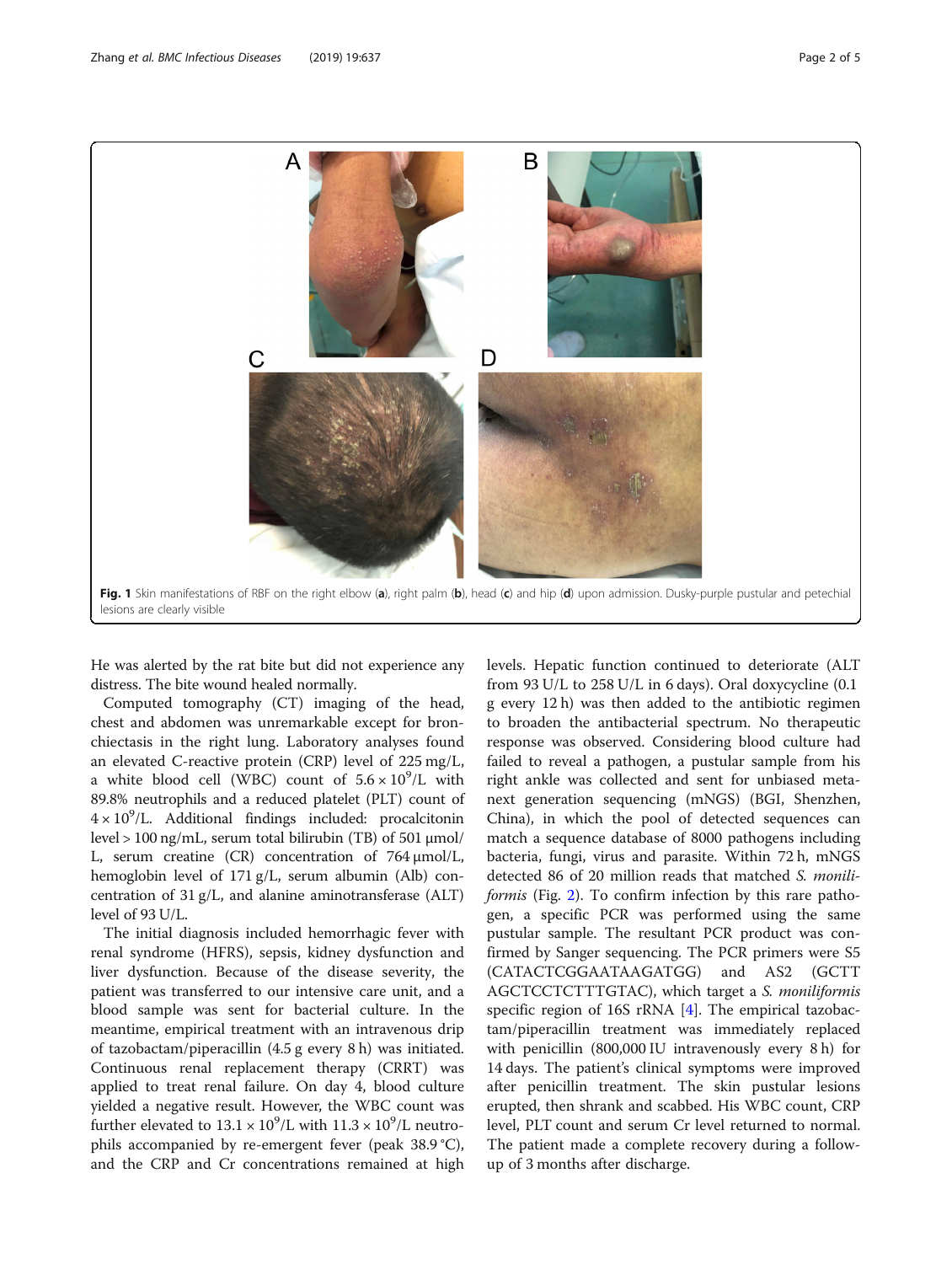Fig. 1 Skin manifestations of RBF on the right elbow (**a**), right palm (**b**), head (**c**) and hip (**d**) upon admission. Dusky-purple pustular and petechial lesions are clearly visible

He was alerted by the rat bite but did not experience any distress. The bite wound healed normally.

Computed tomography (CT) imaging of the head, chest and abdomen was unremarkable except for bronchiectasis in the right lung. Laboratory analyses found an elevated C-reactive protein (CRP) level of 225 mg/L, a white blood cell (WBC) count of $5.6 \times 10^9$/L with 89.8% neutrophils and a reduced platelet (PLT) count of $4 \times 10^9$/L. Additional findings included: procalcitonin level > 100 ng/mL, serum total bilirubin (TB) of 501 μmol/L, serum creatine (CR) concentration of 764 μmol/L, hemoglobin level of 171 g/L, serum albumin (Alb) concentration of 31 g/L, and alanine aminotransferase (ALT) level of 93 U/L.

The initial diagnosis included hemorrhagic fever with renal syndrome (HFRS), sepsis, kidney dysfunction and liver dysfunction. Because of the disease severity, the patient was transferred to our intensive care unit, and a blood sample was sent for bacterial culture. In the meantime, empirical treatment with an intravenous drip of tazobactam/piperacillin (4.5 g every 8 h) was initiated. Continuous renal replacement therapy (CRRT) was applied to treat renal failure. On day 4, blood culture yielded a negative result. However, the WBC count was further elevated to $13.1 \times 10^9$/L with $11.3 \times 10^9$/L neutrophils accompanied by re-emergent fever (peak 38.9 °C), and the CRP and Cr concentrations remained at high levels. Hepatic function continued to deteriorate (ALT from 93 U/L to 258 U/L in 6 days). Oral doxycycline (0.1 g every 12 h) was then added to the antibiotic regimen to broaden the antibacterial spectrum. No therapeutic response was observed. Considering blood culture had failed to reveal a pathogen, a pustular sample from his right ankle was collected and sent for unbiased metanext generation sequencing (mNGS) (BGI, Shenzhen, China), in which the pool of detected sequences can match a sequence database of 8000 pathogens including bacteria, fungi, virus and parasite. Within 72 h, mNGS detected 86 of 20 million reads that matched *S. moniliformis* (Fig. 2). To confirm infection by this rare pathogen, a specific PCR was performed using the same pustular sample. The resultant PCR product was confirmed by Sanger sequencing. The PCR primers were S5 (CATACTCGGAATAAGATGG) and AS2 (GCTTAGCTCCTCTTTGTAC), which target a *S. moniliformis* specific region of 16S rRNA [4]. The empirical tazobactam/piperacillin treatment was immediately replaced with penicillin (800,000 IU intravenously every 8 h) for 14 days. The patient's clinical symptoms were improved after penicillin treatment. The skin pustular lesions erupted, then shrank and scabbed. His WBC count, CRP level, PLT count and serum Cr level returned to normal. The patient made a complete recovery during a follow-up of 3 months after discharge.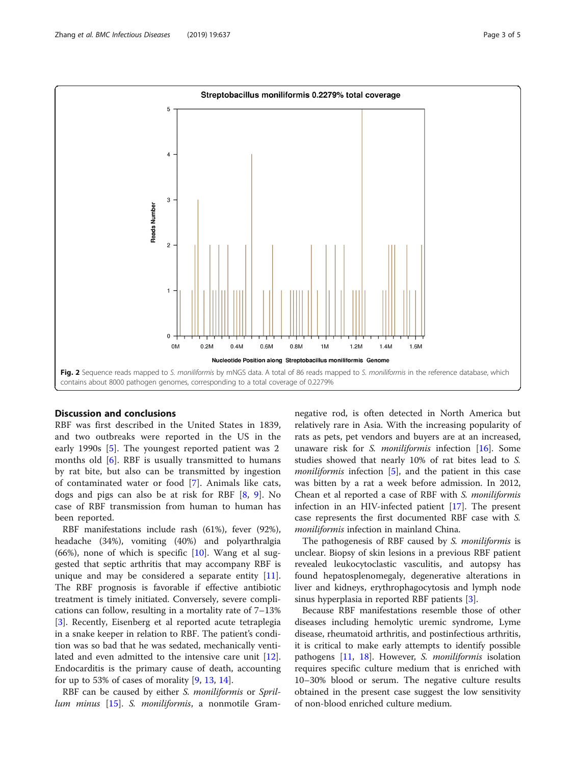Fig. 2 Sequence reads mapped to *S. moniliformis* by mNGS data. A total of 86 reads mapped to *S. moniliformis* in the reference database, which contains about 8000 pathogen genomes, corresponding to a total coverage of 0.2279%

## Discussion and conclusions

RBF was first described in the United States in 1839, and two outbreaks were reported in the US in the early 1990s [5]. The youngest reported patient was 2 months old [6]. RBF is usually transmitted to humans by rat bite, but also can be transmitted by ingestion of contaminated water or food [7]. Animals like cats, dogs and pigs can also be at risk for RBF [8, 9]. No case of RBF transmission from human to human has been reported.

RBF manifestations include rash (61%), fever (92%), headache (34%), vomiting (40%) and polyarthralgia (66%), none of which is specific [10]. Wang et al suggested that septic arthritis that may accompany RBF is unique and may be considered a separate entity [11]. The RBF prognosis is favorable if effective antibiotic treatment is timely initiated. Conversely, severe complications can follow, resulting in a mortality rate of 7–13% [3]. Recently, Eisenberg et al reported acute tetraplegia in a snake keeper in relation to RBF. The patient's condition was so bad that he was sedated, mechanically ventilated and even admitted to the intensive care unit [12]. Endocarditis is the primary cause of death, accounting for up to 53% of cases of morality [9, 13, 14].

RBF can be caused by either *S. moniliformis* or *Spril­lum minus* [15]. *S. moniliformis*, a nonmotile Gram-negative rod, is often detected in North America but relatively rare in Asia. With the increasing popularity of rats as pets, pet vendors and buyers are at an increased, unaware risk for *S. moniliformis* infection [16]. Some studies showed that nearly 10% of rat bites lead to *S. moniliformis* infection [5], and the patient in this case was bitten by a rat a week before admission. In 2012, Chean et al reported a case of RBF with *S. moniliformis* infection in an HIV-infected patient [17]. The present case represents the first documented RBF case with *S. moniliformis* infection in mainland China.

The pathogenesis of RBF caused by *S. moniliformis* is unclear. Biopsy of skin lesions in a previous RBF patient revealed leukocytoclastic vasculitis, and autopsy has found hepatosplenomegaly, degenerative alterations in liver and kidneys, erythrophagocytosis and lymph node sinus hyperplasia in reported RBF patients [3].

Because RBF manifestations resemble those of other diseases including hemolytic uremic syndrome, Lyme disease, rheumatoid arthritis, and postinfectious arthritis, it is critical to make early attempts to identify possible pathogens [11, 18]. However, *S. moniliformis* isolation requires specific culture medium that is enriched with 10–30% blood or serum. The negative culture results obtained in the present case suggest the low sensitivity of non-blood enriched culture medium.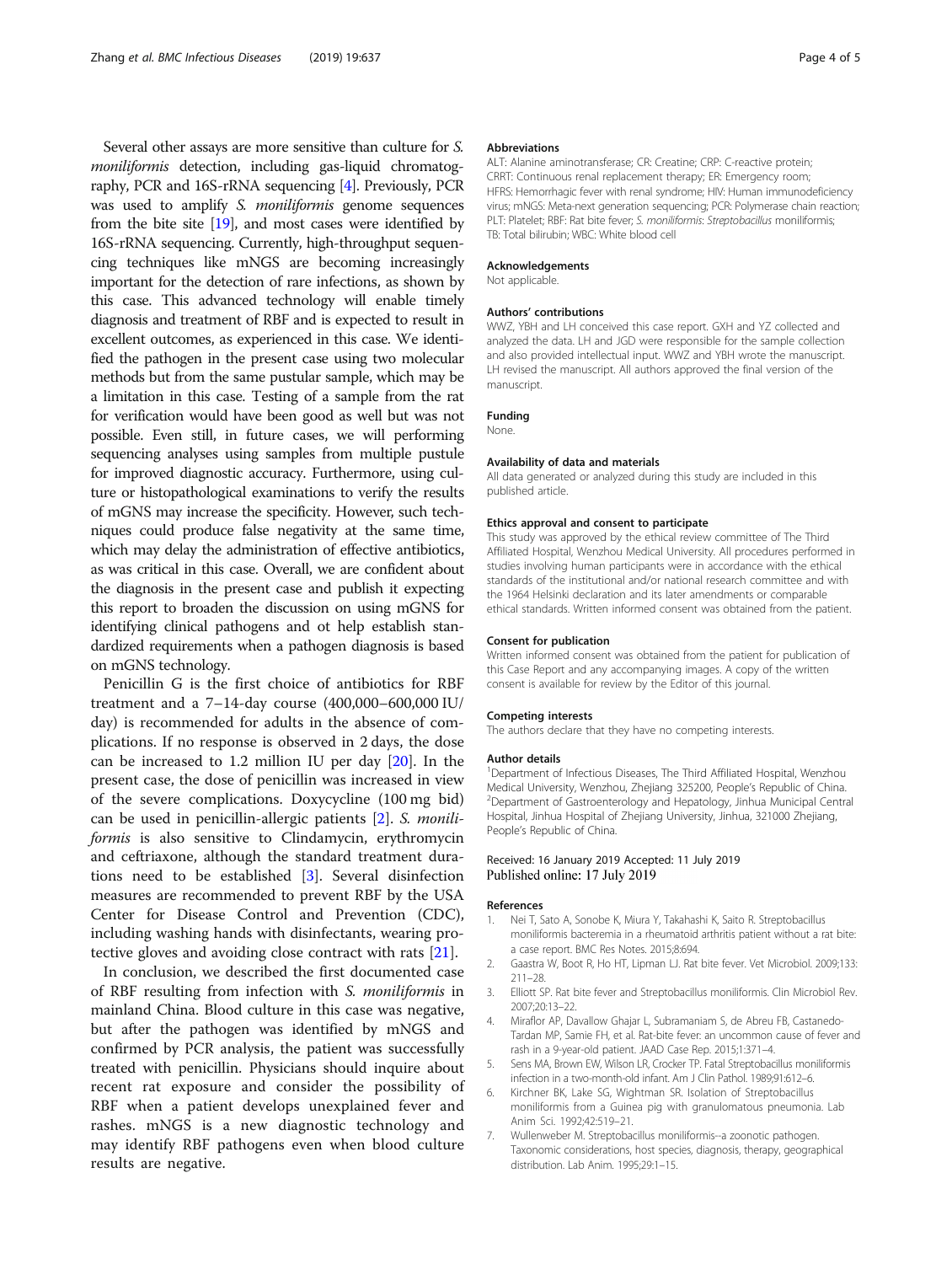Several other assays are more sensitive than culture for *S. moniliformis* detection, including gas-liquid chromatography, PCR and 16S-rRNA sequencing [4]. Previously, PCR was used to amplify *S. moniliformis* genome sequences from the bite site [19], and most cases were identified by 16S-rRNA sequencing. Currently, high-throughput sequencing techniques like mNGS are becoming increasingly important for the detection of rare infections, as shown by this case. This advanced technology will enable timely diagnosis and treatment of RBF and is expected to result in excellent outcomes, as experienced in this case. We identified the pathogen in the present case using two molecular methods but from the same pustular sample, which may be a limitation in this case. Testing of a sample from the rat for verification would have been good as well but was not possible. Even still, in future cases, we will performing sequencing analyses using samples from multiple pustule for improved diagnostic accuracy. Furthermore, using culture or histopathological examinations to verify the results of mGNS may increase the specificity. However, such techniques could produce false negativity at the same time, which may delay the administration of effective antibiotics, as was critical in this case. Overall, we are confident about the diagnosis in the present case and publish it expecting this report to broaden the discussion on using mGNS for identifying clinical pathogens and ot help establish standardized requirements when a pathogen diagnosis is based on mGNS technology.

Penicillin G is the first choice of antibiotics for RBF treatment and a 7–14-day course (400,000–600,000 IU/day) is recommended for adults in the absence of complications. If no response is observed in 2 days, the dose can be increased to 1.2 million IU per day [20]. In the present case, the dose of penicillin was increased in view of the severe complications. Doxycycline (100 mg bid) can be used in penicillin-allergic patients [2]. *S. moniliformis* is also sensitive to Clindamycin, erythromycin and ceftriaxone, although the standard treatment durations need to be established [3]. Several disinfection measures are recommended to prevent RBF by the USA Center for Disease Control and Prevention (CDC), including washing hands with disinfectants, wearing protective gloves and avoiding close contract with rats [21].

In conclusion, we described the first documented case of RBF resulting from infection with *S. moniliformis* in mainland China. Blood culture in this case was negative, but after the pathogen was identified by mNGS and confirmed by PCR analysis, the patient was successfully treated with penicillin. Physicians should inquire about recent rat exposure and consider the possibility of RBF when a patient develops unexplained fever and rashes. mNGS is a new diagnostic technology and may identify RBF pathogens even when blood culture results are negative.

#### Abbreviations

ALT: Alanine aminotransferase; CR: Creatine; CRP: C-reactive protein; CRRT: Continuous renal replacement therapy; ER: Emergency room; HFRS: Hemorrhagic fever with renal syndrome; HIV: Human immunodeficiency virus; mNGS: Meta-next generation sequencing; PCR: Polymerase chain reaction; PLT: Platelet; RBF: Rat bite fever; *S. moniliformis*: *Streptobacillus* moniliformis; TB: Total bilirubin; WBC: White blood cell

#### Acknowledgements

Not applicable.

#### Authors' contributions

WWZ, YBH and LH conceived this case report. GXH and YZ collected and analyzed the data. LH and JGD were responsible for the sample collection and also provided intellectual input. WWZ and YBH wrote the manuscript. LH revised the manuscript. All authors approved the final version of the manuscript.

#### Funding

None.

#### Availability of data and materials

All data generated or analyzed during this study are included in this published article.

#### Ethics approval and consent to participate

This study was approved by the ethical review committee of The Third Affiliated Hospital, Wenzhou Medical University. All procedures performed in studies involving human participants were in accordance with the ethical standards of the institutional and/or national research committee and with the 1964 Helsinki declaration and its later amendments or comparable ethical standards. Written informed consent was obtained from the patient.

#### Consent for publication

Written informed consent was obtained from the patient for publication of this Case Report and any accompanying images. A copy of the written consent is available for review by the Editor of this journal.

#### Competing interests

The authors declare that they have no competing interests.

#### Author details

[1]Department of Infectious Diseases, The Third Affiliated Hospital, Wenzhou Medical University, Wenzhou, Zhejiang 325200, People's Republic of China. [2]Department of Gastroenterology and Hepatology, Jinhua Municipal Central Hospital, Jinhua Hospital of Zhejiang University, Jinhua, 321000 Zhejiang, People's Republic of China.

Received: 16 January 2019 Accepted: 11 July 2019
Published online: 17 July 2019

#### References

1. Nei T, Sato A, Sonobe K, Miura Y, Takahashi K, Saito R. Streptobacillus moniliformis bacteremia in a rheumatoid arthritis patient without a rat bite: a case report. BMC Res Notes. 2015;8:694.
2. Gaastra W, Boot R, Ho HT, Lipman LJ. Rat bite fever. Vet Microbiol. 2009;133:211–28.
3. Elliott SP. Rat bite fever and Streptobacillus moniliformis. Clin Microbiol Rev. 2007;20:13–22.
4. Miraflor AP, Davallow Ghajar L, Subramaniam S, de Abreu FB, Castanedo-Tardan MP, Samie FH, et al. Rat-bite fever: an uncommon cause of fever and rash in a 9-year-old patient. JAAD Case Rep. 2015;1:371–4.
5. Sens MA, Brown EW, Wilson LR, Crocker TP. Fatal Streptobacillus moniliformis infection in a two-month-old infant. Am J Clin Pathol. 1989;91:612–6.
6. Kirchner BK, Lake SG, Wightman SR. Isolation of Streptobacillus moniliformis from a Guinea pig with granulomatous pneumonia. Lab Anim Sci. 1992;42:519–21.
7. Wullenweber M. Streptobacillus moniliformis--a zoonotic pathogen. Taxonomic considerations, host species, diagnosis, therapy, geographical distribution. Lab Anim. 1995;29:1–15.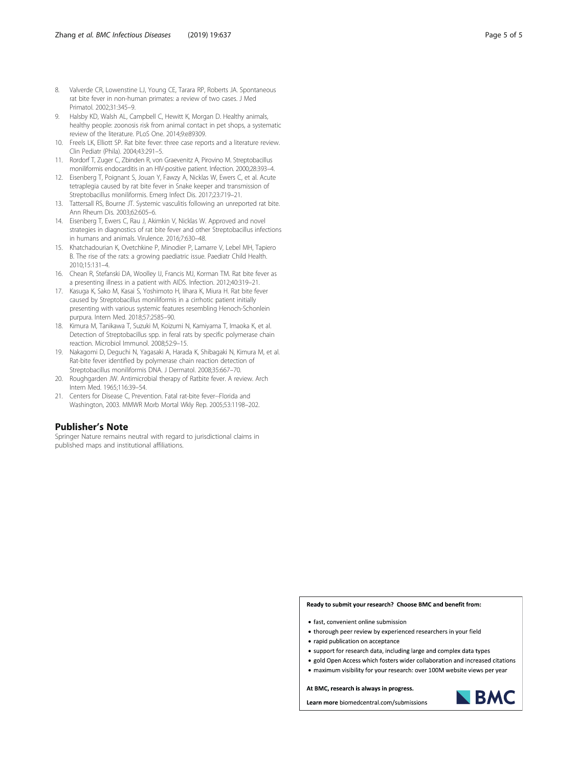8. Valverde CR, Lowenstine LJ, Young CE, Tarara RP, Roberts JA. Spontaneous rat bite fever in non-human primates: a review of two cases. J Med Primatol. 2002;31:345–9.
9. Halsby KD, Walsh AL, Campbell C, Hewitt K, Morgan D. Healthy animals, healthy people: zoonosis risk from animal contact in pet shops, a systematic review of the literature. PLoS One. 2014;9:e89309.
10. Freels LK, Elliott SP. Rat bite fever: three case reports and a literature review. Clin Pediatr (Phila). 2004;43:291–5.
11. Rordorf T, Zuger C, Zbinden R, von Graevenitz A, Pirovino M. Streptobacillus moniliformis endocarditis in an HIV-positive patient. Infection. 2000;28:393–4.
12. Eisenberg T, Poignant S, Jouan Y, Fawzy A, Nicklas W, Ewers C, et al. Acute tetraplegia caused by rat bite fever in Snake keeper and transmission of Streptobacillus moniliformis. Emerg Infect Dis. 2017;23:719–21.
13. Tattersall RS, Bourne JT. Systemic vasculitis following an unreported rat bite. Ann Rheum Dis. 2003;62:605–6.
14. Eisenberg T, Ewers C, Rau J, Akimkin V, Nicklas W. Approved and novel strategies in diagnostics of rat bite fever and other Streptobacillus infections in humans and animals. Virulence. 2016;7:630–48.
15. Khatchadourian K, Ovetchkine P, Minodier P, Lamarre V, Lebel MH, Tapiero B. The rise of the rats: a growing paediatric issue. Paediatr Child Health. 2010;15:131–4.
16. Chean R, Stefanski DA, Woolley IJ, Francis MJ, Korman TM. Rat bite fever as a presenting illness in a patient with AIDS. Infection. 2012;40:319–21.
17. Kasuga K, Sako M, Kasai S, Yoshimoto H, Iihara K, Miura H. Rat bite fever caused by Streptobacillus moniliformis in a cirrhotic patient initially presenting with various systemic features resembling Henoch-Schonlein purpura. Intern Med. 2018;57:2585–90.
18. Kimura M, Tanikawa T, Suzuki M, Koizumi N, Kamiyama T, Imaoka K, et al. Detection of Streptobacillus spp. in feral rats by specific polymerase chain reaction. Microbiol Immunol. 2008;52:9–15.
19. Nakagomi D, Deguchi N, Yagasaki A, Harada K, Shibagaki N, Kimura M, et al. Rat-bite fever identified by polymerase chain reaction detection of Streptobacillus moniliformis DNA. J Dermatol. 2008;35:667–70.
20. Roughgarden JW. Antimicrobial therapy of Ratbite fever. A review. Arch Intern Med. 1965;116:39–54.
21. Centers for Disease C, Prevention. Fatal rat-bite fever--Florida and Washington, 2003. MMWR Morb Mortal Wkly Rep. 2005;53:1198–202.

## Publisher's Note

Springer Nature remains neutral with regard to jurisdictional claims in published maps and institutional affiliations.

**Ready to submit your research? Choose BMC and benefit from:**

- fast, convenient online submission
- thorough peer review by experienced researchers in your field
- rapid publication on acceptance
- support for research data, including large and complex data types
- gold Open Access which fosters wider collaboration and increased citations
- maximum visibility for your research: over 100M website views per year

**At BMC, research is always in progress.**

**Learn more** biomedcentral.com/submissions

BMC